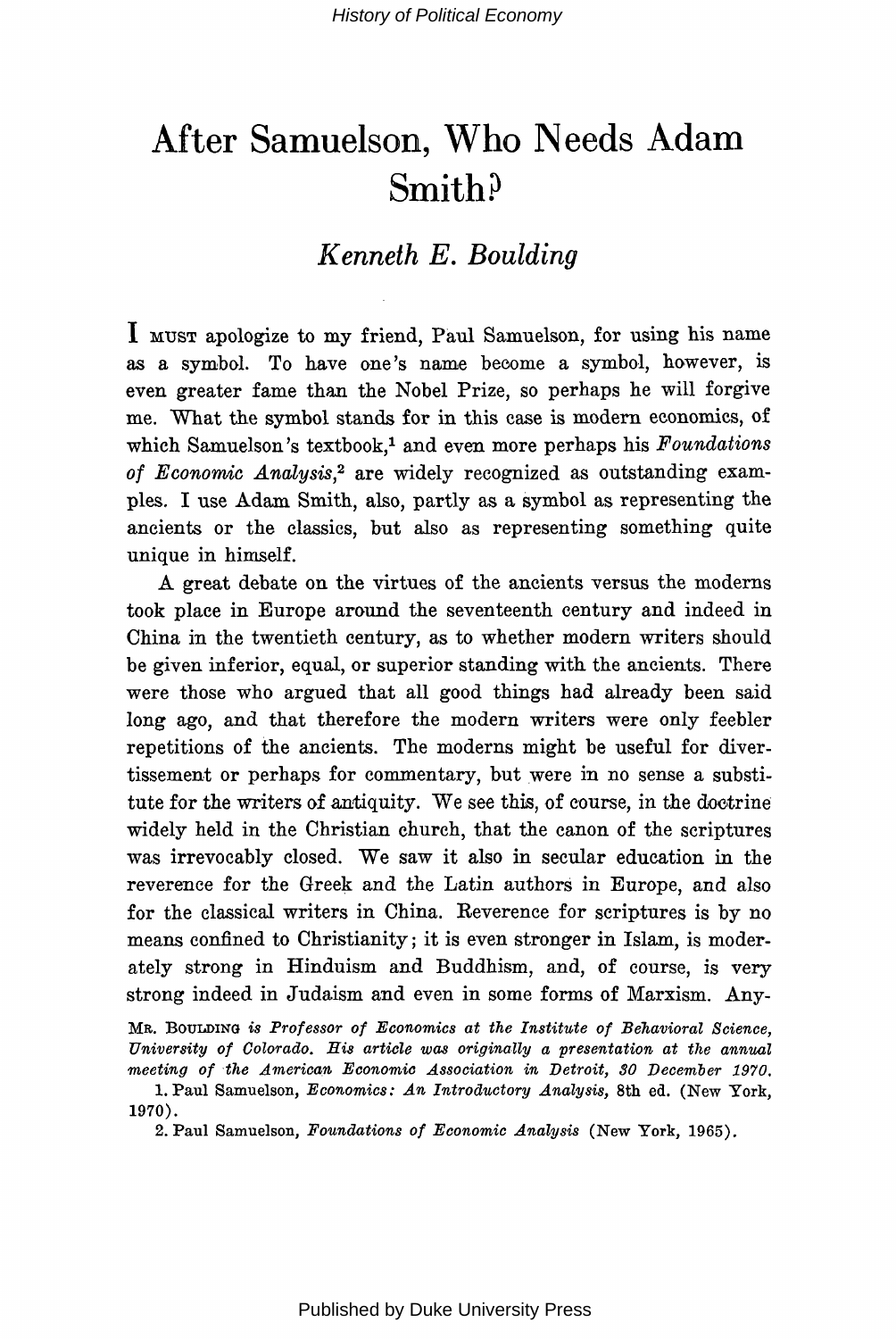# After Samuelson, Who Needs Adam Smith?

## *Kenneth E. Boulding*

I MUST apologize to my friend, Paul Samuelson, for using his name as a symbol. To have one's name become a symbol, however, is even greater fame than the Nobel Prize, so perhaps he will forgive me. What the symbol stands for in this case is modern economics, of which Samuelson's textbook,[1] and even more perhaps his *Foundations of Economic Analysis*,[2] are widely recognized as outstanding examples. I use Adam Smith, also, partly as a symbol as representing the ancients or the classics, but also as representing something quite unique in himself.

A great debate on the virtues of the ancients versus the moderns took place in Europe around the seventeenth century and indeed in China in the twentieth century, as to whether modern writers should be given inferior, equal, or superior standing with the ancients. There were those who argued that all good things had already been said long ago, and that therefore the modern writers were only feebler repetitions of the ancients. The moderns might be useful for divertissement or perhaps for commentary, but were in no sense a substitute for the writers of antiquity. We see this, of course, in the doctrine widely held in the Christian church, that the canon of the scriptures was irrevocably closed. We saw it also in secular education in the reverence for the Greek and the Latin authors in Europe, and also for the classical writers in China. Reverence for scriptures is by no means confined to Christianity; it is even stronger in Islam, is moderately strong in Hinduism and Buddhism, and, of course, is very strong indeed in Judaism and even in some forms of Marxism. Any-

MR. BOULDING *is Professor of Economics at the Institute of Behavioral Science, University of Colorado. His article was originally a presentation at the annual meeting of the American Economic Association in Detroit, 30 December 1970.*

1. Paul Samuelson, *Economics: An Introductory Analysis*, 8th ed. (New York, 1970).

2. Paul Samuelson, *Foundations of Economic Analysis* (New York, 1965).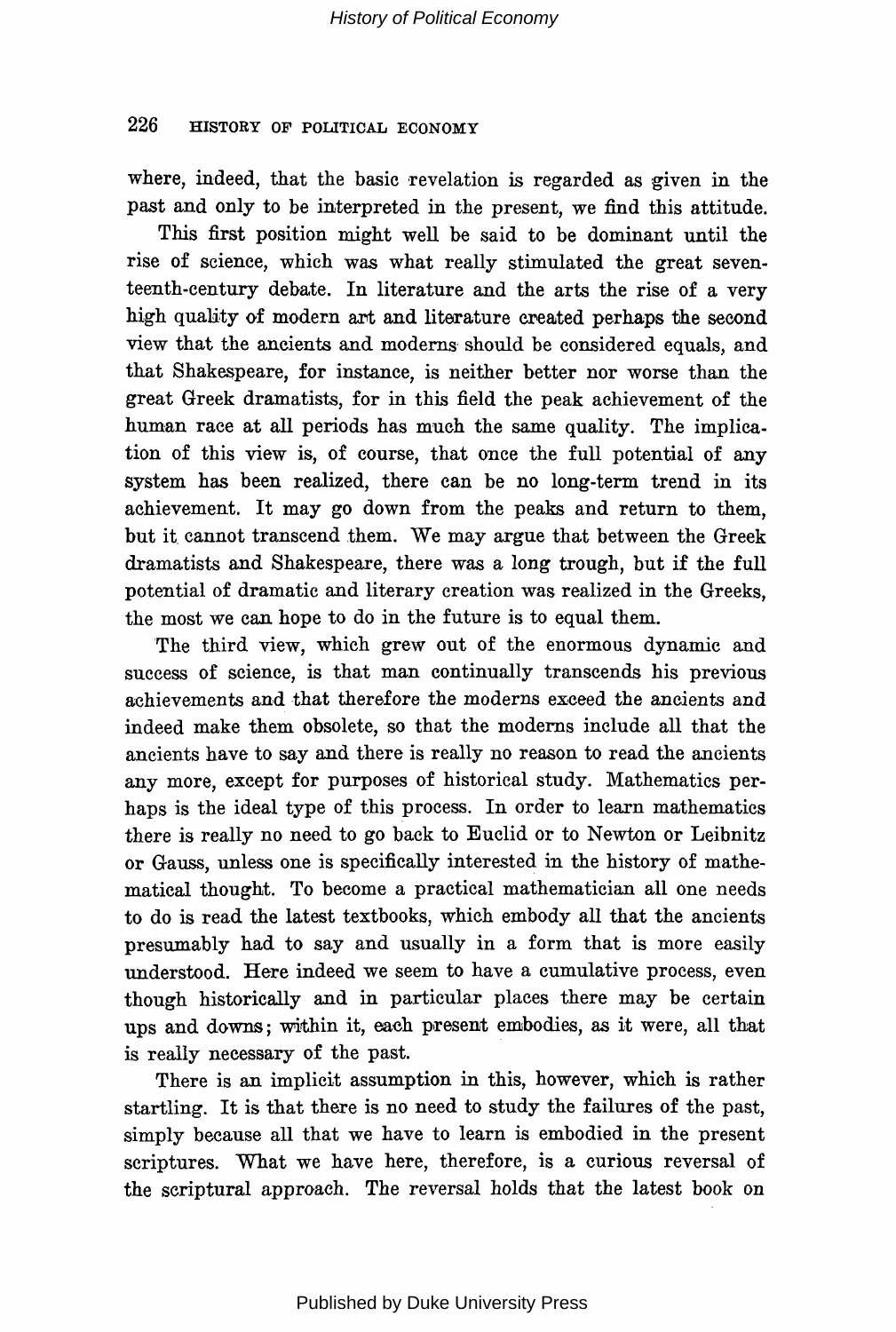where, indeed, that the basic revelation is regarded as given in the past and only to be interpreted in the present, we find this attitude.

This first position might well be said to be dominant until the rise of science, which was what really stimulated the great seventeenth-century debate. In literature and the arts the rise of a very high quality of modern art and literature created perhaps the second view that the ancients and moderns should be considered equals, and that Shakespeare, for instance, is neither better nor worse than the great Greek dramatists, for in this field the peak achievement of the human race at all periods has much the same quality. The implication of this view is, of course, that once the full potential of any system has been realized, there can be no long-term trend in its achievement. It may go down from the peaks and return to them, but it cannot transcend them. We may argue that between the Greek dramatists and Shakespeare, there was a long trough, but if the full potential of dramatic and literary creation was realized in the Greeks, the most we can hope to do in the future is to equal them.

The third view, which grew out of the enormous dynamic and success of science, is that man continually transcends his previous achievements and that therefore the moderns exceed the ancients and indeed make them obsolete, so that the moderns include all that the ancients have to say and there is really no reason to read the ancients any more, except for purposes of historical study. Mathematics perhaps is the ideal type of this process. In order to learn mathematics there is really no need to go back to Euclid or to Newton or Leibnitz or Gauss, unless one is specifically interested in the history of mathematical thought. To become a practical mathematician all one needs to do is read the latest textbooks, which embody all that the ancients presumably had to say and usually in a form that is more easily understood. Here indeed we seem to have a cumulative process, even though historically and in particular places there may be certain ups and downs; within it, each present embodies, as it were, all that is really necessary of the past.

There is an implicit assumption in this, however, which is rather startling. It is that there is no need to study the failures of the past, simply because all that we have to learn is embodied in the present scriptures. What we have here, therefore, is a curious reversal of the scriptural approach. The reversal holds that the latest book on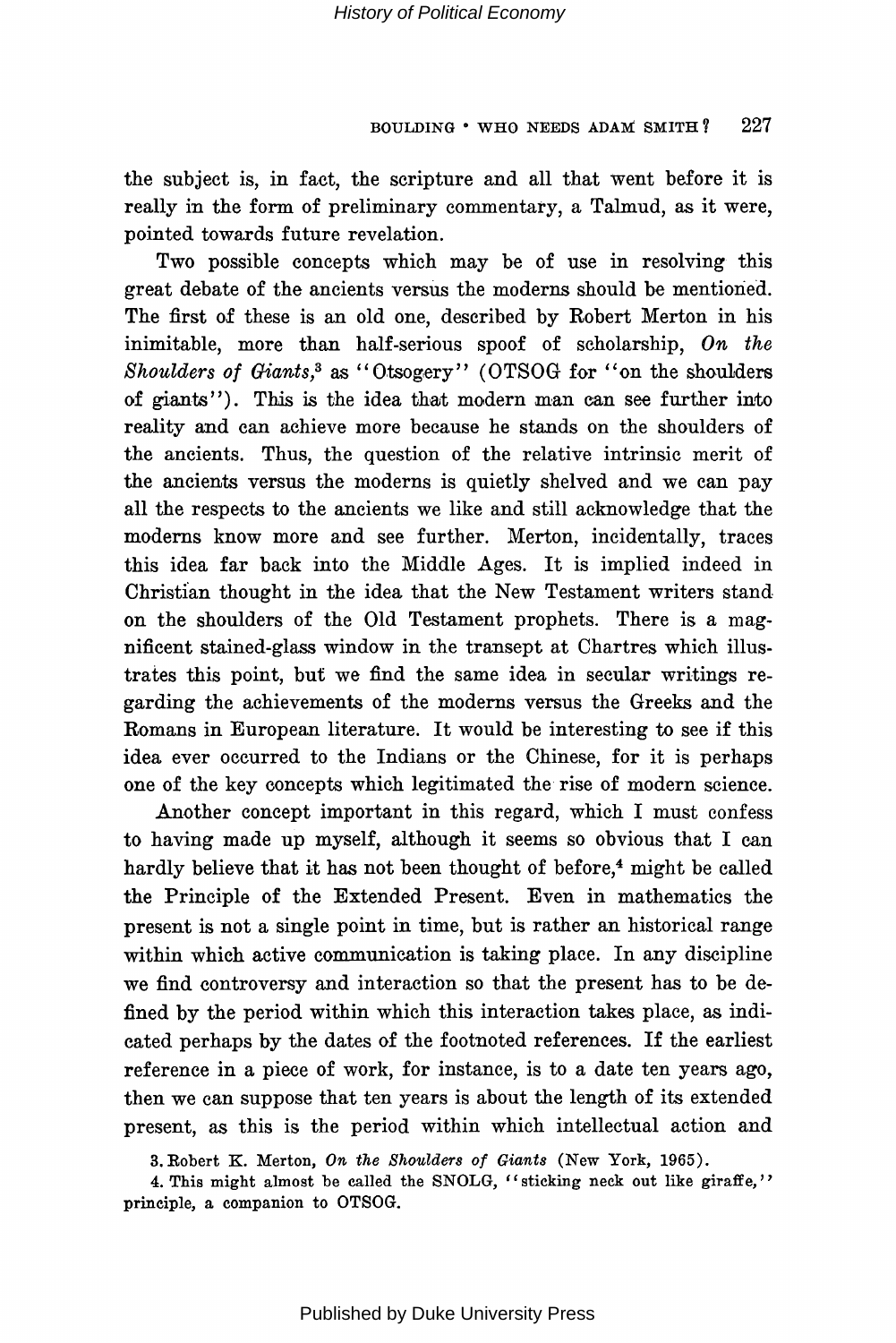the subject is, in fact, the scripture and all that went before it is really in the form of preliminary commentary, a Talmud, as it were, pointed towards future revelation.

Two possible concepts which may be of use in resolving this great debate of the ancients versus the moderns should be mentioned. The first of these is an old one, described by Robert Merton in his inimitable, more than half-serious spoof of scholarship, *On the Shoulders of Giants,*[3] as "Otsogery" (OTSOG for "on the shoulders of giants"). This is the idea that modern man can see further into reality and can achieve more because he stands on the shoulders of the ancients. Thus, the question of the relative intrinsic merit of the ancients versus the moderns is quietly shelved and we can pay all the respects to the ancients we like and still acknowledge that the moderns know more and see further. Merton, incidentally, traces this idea far back into the Middle Ages. It is implied indeed in Christian thought in the idea that the New Testament writers stand on the shoulders of the Old Testament prophets. There is a magnificent stained-glass window in the transept at Chartres which illustrates this point, but we find the same idea in secular writings regarding the achievements of the moderns versus the Greeks and the Romans in European literature. It would be interesting to see if this idea ever occurred to the Indians or the Chinese, for it is perhaps one of the key concepts which legitimated the rise of modern science.

Another concept important in this regard, which I must confess to having made up myself, although it seems so obvious that I can hardly believe that it has not been thought of before,[4] might be called the Principle of the Extended Present. Even in mathematics the present is not a single point in time, but is rather an historical range within which active communication is taking place. In any discipline we find controversy and interaction so that the present has to be defined by the period within which this interaction takes place, as indicated perhaps by the dates of the footnoted references. If the earliest reference in a piece of work, for instance, is to a date ten years ago, then we can suppose that ten years is about the length of its extended present, as this is the period within which intellectual action and

3. Robert K. Merton, *On the Shoulders of Giants* (New York, 1965).

4. This might almost be called the SNOLG, "sticking neck out like giraffe," principle, a companion to OTSOG.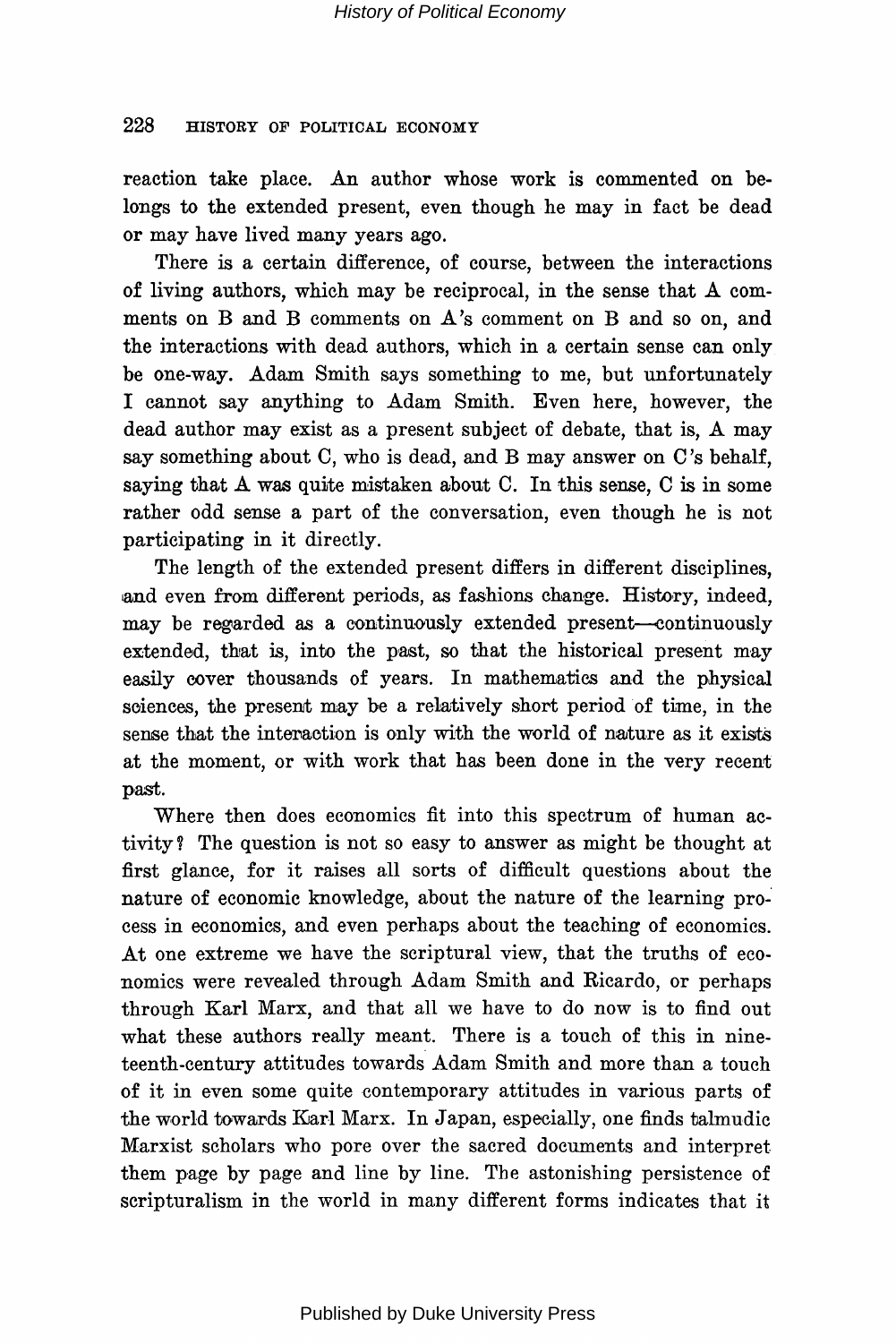reaction take place. An author whose work is commented on belongs to the extended present, even though he may in fact be dead or may have lived many years ago.

There is a certain difference, of course, between the interactions of living authors, which may be reciprocal, in the sense that A comments on B and B comments on A's comment on B and so on, and the interactions with dead authors, which in a certain sense can only be one-way. Adam Smith says something to me, but unfortunately I cannot say anything to Adam Smith. Even here, however, the dead author may exist as a present subject of debate, that is, A may say something about C, who is dead, and B may answer on C's behalf, saying that A was quite mistaken about C. In this sense, C is in some rather odd sense a part of the conversation, even though he is not participating in it directly.

The length of the extended present differs in different disciplines, and even from different periods, as fashions change. History, indeed, may be regarded as a continuously extended present—continuously extended, that is, into the past, so that the historical present may easily cover thousands of years. In mathematics and the physical sciences, the present may be a relatively short period of time, in the sense that the interaction is only with the world of nature as it exists at the moment, or with work that has been done in the very recent past.

Where then does economics fit into this spectrum of human activity? The question is not so easy to answer as might be thought at first glance, for it raises all sorts of difficult questions about the nature of economic knowledge, about the nature of the learning process in economics, and even perhaps about the teaching of economics. At one extreme we have the scriptural view, that the truths of economics were revealed through Adam Smith and Ricardo, or perhaps through Karl Marx, and that all we have to do now is to find out what these authors really meant. There is a touch of this in nineteenth-century attitudes towards Adam Smith and more than a touch of it in even some quite contemporary attitudes in various parts of the world towards Karl Marx. In Japan, especially, one finds talmudic Marxist scholars who pore over the sacred documents and interpret them page by page and line by line. The astonishing persistence of scripturalism in the world in many different forms indicates that it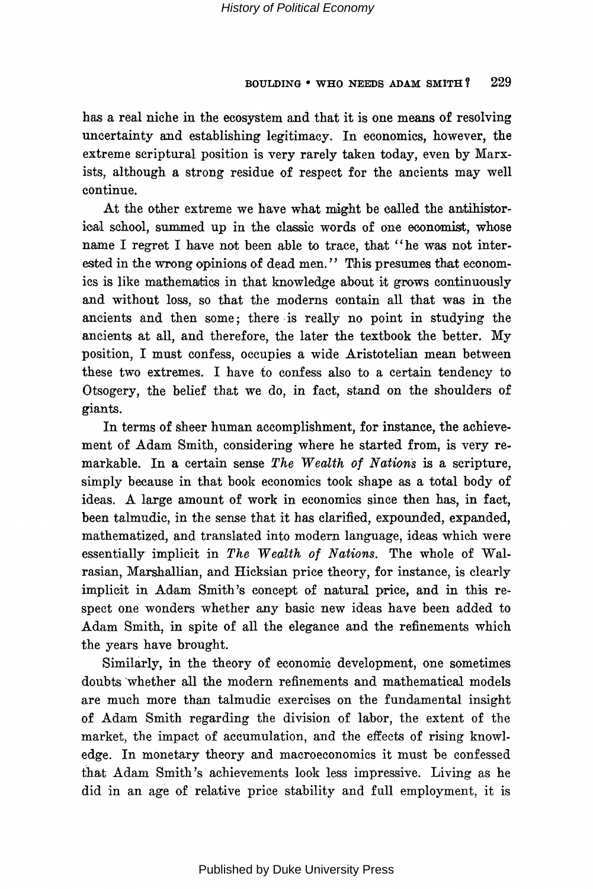has a real niche in the ecosystem and that it is one means of resolving uncertainty and establishing legitimacy. In economics, however, the extreme scriptural position is very rarely taken today, even by Marxists, although a strong residue of respect for the ancients may well continue.

At the other extreme we have what might be called the antihistorical school, summed up in the classic words of one economist, whose name I regret I have not been able to trace, that "he was not interested in the wrong opinions of dead men." This presumes that economics is like mathematics in that knowledge about it grows continuously and without loss, so that the moderns contain all that was in the ancients and then some; there is really no point in studying the ancients at all, and therefore, the later the textbook the better. My position, I must confess, occupies a wide Aristotelian mean between these two extremes. I have to confess also to a certain tendency to Otsogery, the belief that we do, in fact, stand on the shoulders of giants.

In terms of sheer human accomplishment, for instance, the achievement of Adam Smith, considering where he started from, is very remarkable. In a certain sense *The Wealth of Nations* is a scripture, simply because in that book economics took shape as a total body of ideas. A large amount of work in economics since then has, in fact, been talmudic, in the sense that it has clarified, expounded, expanded, mathematized, and translated into modern language, ideas which were essentially implicit in *The Wealth of Nations*. The whole of Walrasian, Marshallian, and Hicksian price theory, for instance, is clearly implicit in Adam Smith's concept of natural price, and in this respect one wonders whether any basic new ideas have been added to Adam Smith, in spite of all the elegance and the refinements which the years have brought.

Similarly, in the theory of economic development, one sometimes doubts whether all the modern refinements and mathematical models are much more than talmudic exercises on the fundamental insight of Adam Smith regarding the division of labor, the extent of the market, the impact of accumulation, and the effects of rising knowledge. In monetary theory and macroeconomics it must be confessed that Adam Smith's achievements look less impressive. Living as he did in an age of relative price stability and full employment, it is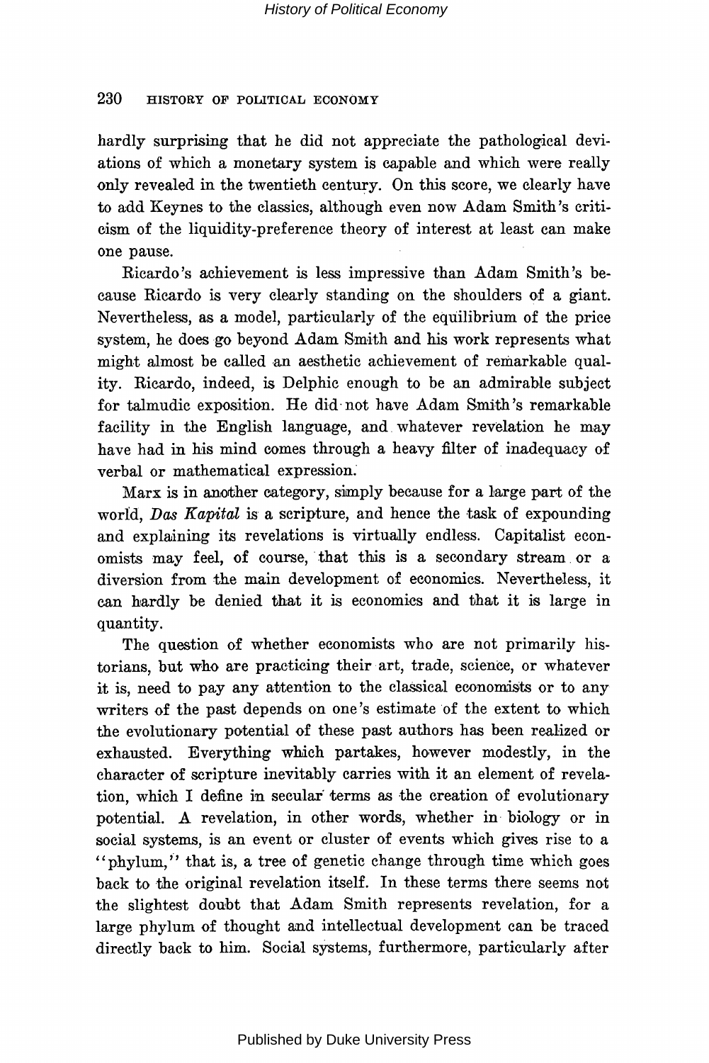hardly surprising that he did not appreciate the pathological deviations of which a monetary system is capable and which were really only revealed in the twentieth century. On this score, we clearly have to add Keynes to the classics, although even now Adam Smith's criticism of the liquidity-preference theory of interest at least can make one pause.

Ricardo's achievement is less impressive than Adam Smith's because Ricardo is very clearly standing on the shoulders of a giant. Nevertheless, as a model, particularly of the equilibrium of the price system, he does go beyond Adam Smith and his work represents what might almost be called an aesthetic achievement of remarkable quality. Ricardo, indeed, is Delphic enough to be an admirable subject for talmudic exposition. He did not have Adam Smith's remarkable facility in the English language, and whatever revelation he may have had in his mind comes through a heavy filter of inadequacy of verbal or mathematical expression.

Marx is in another category, simply because for a large part of the world, *Das Kapital* is a scripture, and hence the task of expounding and explaining its revelations is virtually endless. Capitalist economists may feel, of course, that this is a secondary stream or a diversion from the main development of economics. Nevertheless, it can hardly be denied that it is economics and that it is large in quantity.

The question of whether economists who are not primarily historians, but who are practicing their art, trade, science, or whatever it is, need to pay any attention to the classical economists or to any writers of the past depends on one's estimate of the extent to which the evolutionary potential of these past authors has been realized or exhausted. Everything which partakes, however modestly, in the character of scripture inevitably carries with it an element of revelation, which I define in secular terms as the creation of evolutionary potential. A revelation, in other words, whether in biology or in social systems, is an event or cluster of events which gives rise to a "phylum," that is, a tree of genetic change through time which goes back to the original revelation itself. In these terms there seems not the slightest doubt that Adam Smith represents revelation, for a large phylum of thought and intellectual development can be traced directly back to him. Social systems, furthermore, particularly after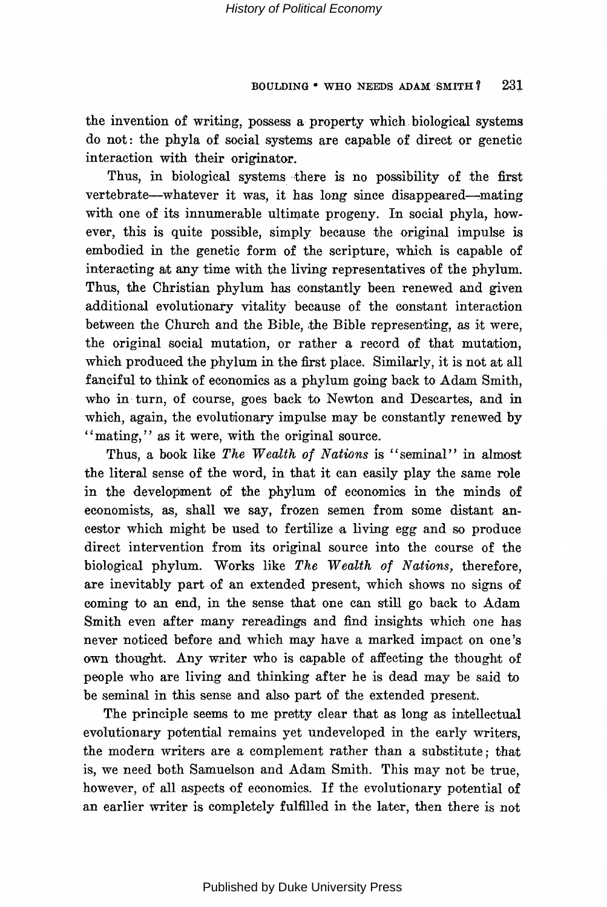the invention of writing, possess a property which biological systems do not: the phyla of social systems are capable of direct or genetic interaction with their originator.

Thus, in biological systems there is no possibility of the first vertebrate—whatever it was, it has long since disappeared—mating with one of its innumerable ultimate progeny. In social phyla, however, this is quite possible, simply because the original impulse is embodied in the genetic form of the scripture, which is capable of interacting at any time with the living representatives of the phylum. Thus, the Christian phylum has constantly been renewed and given additional evolutionary vitality because of the constant interaction between the Church and the Bible, the Bible representing, as it were, the original social mutation, or rather a record of that mutation, which produced the phylum in the first place. Similarly, it is not at all fanciful to think of economics as a phylum going back to Adam Smith, who in turn, of course, goes back to Newton and Descartes, and in which, again, the evolutionary impulse may be constantly renewed by "mating," as it were, with the original source.

Thus, a book like *The Wealth of Nations* is "seminal" in almost the literal sense of the word, in that it can easily play the same role in the development of the phylum of economics in the minds of economists, as, shall we say, frozen semen from some distant ancestor which might be used to fertilize a living egg and so produce direct intervention from its original source into the course of the biological phylum. Works like *The Wealth of Nations,* therefore, are inevitably part of an extended present, which shows no signs of coming to an end, in the sense that one can still go back to Adam Smith even after many rereadings and find insights which one has never noticed before and which may have a marked impact on one's own thought. Any writer who is capable of affecting the thought of people who are living and thinking after he is dead may be said to be seminal in this sense and also part of the extended present.

The principle seems to me pretty clear that as long as intellectual evolutionary potential remains yet undeveloped in the early writers, the modern writers are a complement rather than a substitute; that is, we need both Samuelson and Adam Smith. This may not be true, however, of all aspects of economics. If the evolutionary potential of an earlier writer is completely fulfilled in the later, then there is not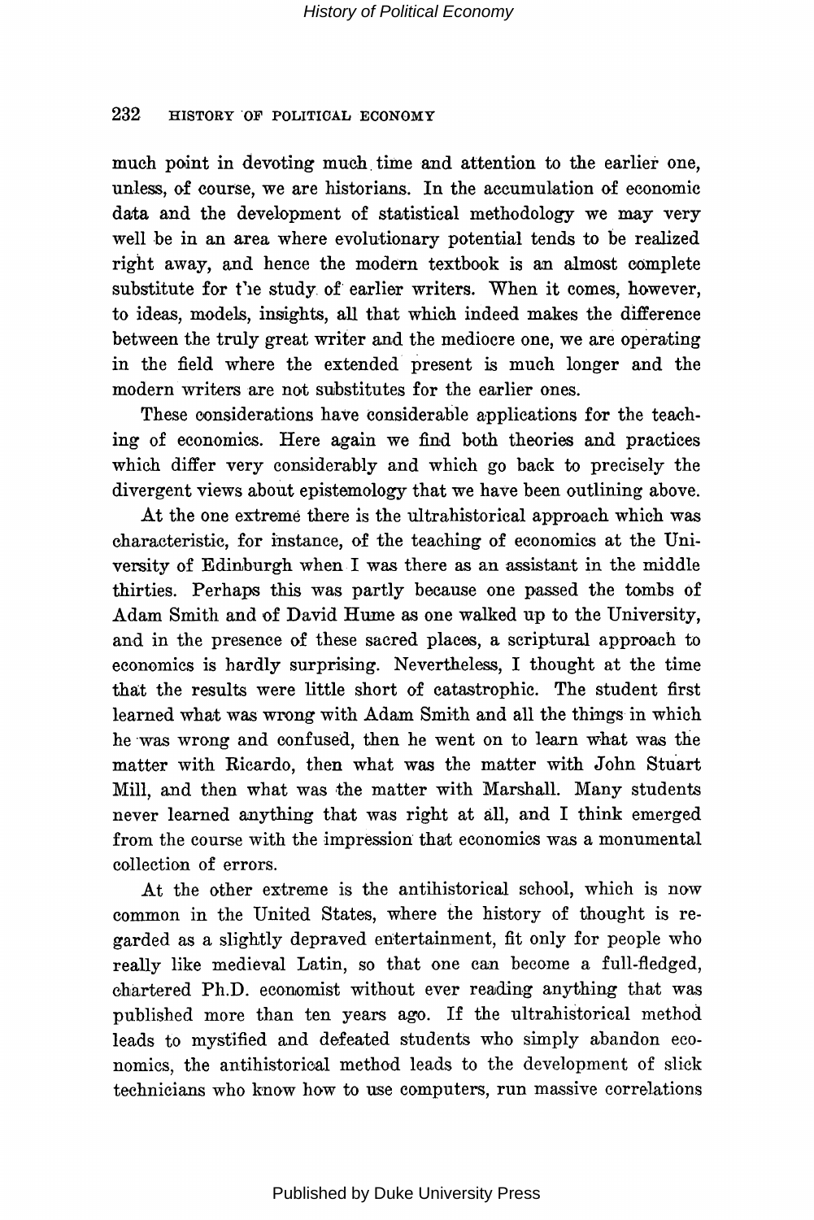much point in devoting much time and attention to the earlier one, unless, of course, we are historians. In the accumulation of economic data and the development of statistical methodology we may very well be in an area where evolutionary potential tends to be realized right away, and hence the modern textbook is an almost complete substitute for the study of earlier writers. When it comes, however, to ideas, models, insights, all that which indeed makes the difference between the truly great writer and the mediocre one, we are operating in the field where the extended present is much longer and the modern writers are not substitutes for the earlier ones.

These considerations have considerable applications for the teaching of economics. Here again we find both theories and practices which differ very considerably and which go back to precisely the divergent views about epistemology that we have been outlining above.

At the one extreme there is the ultrahistorical approach which was characteristic, for instance, of the teaching of economics at the University of Edinburgh when I was there as an assistant in the middle thirties. Perhaps this was partly because one passed the tombs of Adam Smith and of David Hume as one walked up to the University, and in the presence of these sacred places, a scriptural approach to economics is hardly surprising. Nevertheless, I thought at the time that the results were little short of catastrophic. The student first learned what was wrong with Adam Smith and all the things in which he was wrong and confused, then he went on to learn what was the matter with Ricardo, then what was the matter with John Stuart Mill, and then what was the matter with Marshall. Many students never learned anything that was right at all, and I think emerged from the course with the impression that economics was a monumental collection of errors.

At the other extreme is the antihistorical school, which is now common in the United States, where the history of thought is regarded as a slightly depraved entertainment, fit only for people who really like medieval Latin, so that one can become a full-fledged, chartered Ph.D. economist without ever reading anything that was published more than ten years ago. If the ultrahistorical method leads to mystified and defeated students who simply abandon economics, the antihistorical method leads to the development of slick technicians who know how to use computers, run massive correlations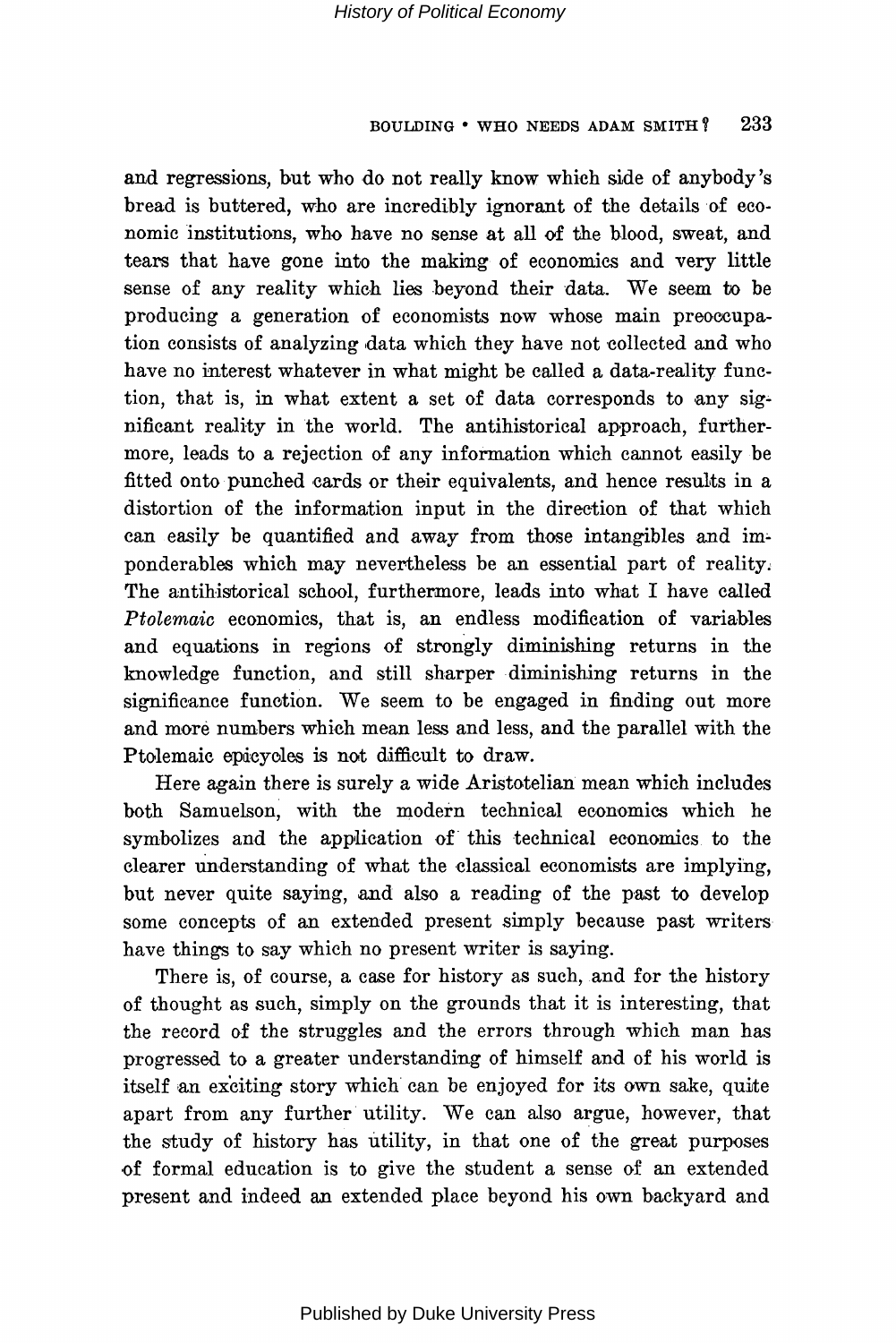and regressions, but who do not really know which side of anybody's bread is buttered, who are incredibly ignorant of the details of economic institutions, who have no sense at all of the blood, sweat, and tears that have gone into the making of economics and very little sense of any reality which lies beyond their data. We seem to be producing a generation of economists now whose main preoccupation consists of analyzing data which they have not collected and who have no interest whatever in what might be called a data-reality function, that is, in what extent a set of data corresponds to any significant reality in the world. The antihistorical approach, furthermore, leads to a rejection of any information which cannot easily be fitted onto punched cards or their equivalents, and hence results in a distortion of the information input in the direction of that which can easily be quantified and away from those intangibles and imponderables which may nevertheless be an essential part of reality. The antihistorical school, furthermore, leads into what I have called *Ptolemaic* economics, that is, an endless modification of variables and equations in regions of strongly diminishing returns in the knowledge function, and still sharper diminishing returns in the significance function. We seem to be engaged in finding out more and more numbers which mean less and less, and the parallel with the Ptolemaic epicycles is not difficult to draw.

Here again there is surely a wide Aristotelian mean which includes both Samuelson, with the modern technical economics which he symbolizes and the application of this technical economics to the clearer understanding of what the classical economists are implying, but never quite saying, and also a reading of the past to develop some concepts of an extended present simply because past writers have things to say which no present writer is saying.

There is, of course, a case for history as such, and for the history of thought as such, simply on the grounds that it is interesting, that the record of the struggles and the errors through which man has progressed to a greater understanding of himself and of his world is itself an exciting story which can be enjoyed for its own sake, quite apart from any further utility. We can also argue, however, that the study of history has utility, in that one of the great purposes of formal education is to give the student a sense of an extended present and indeed an extended place beyond his own backyard and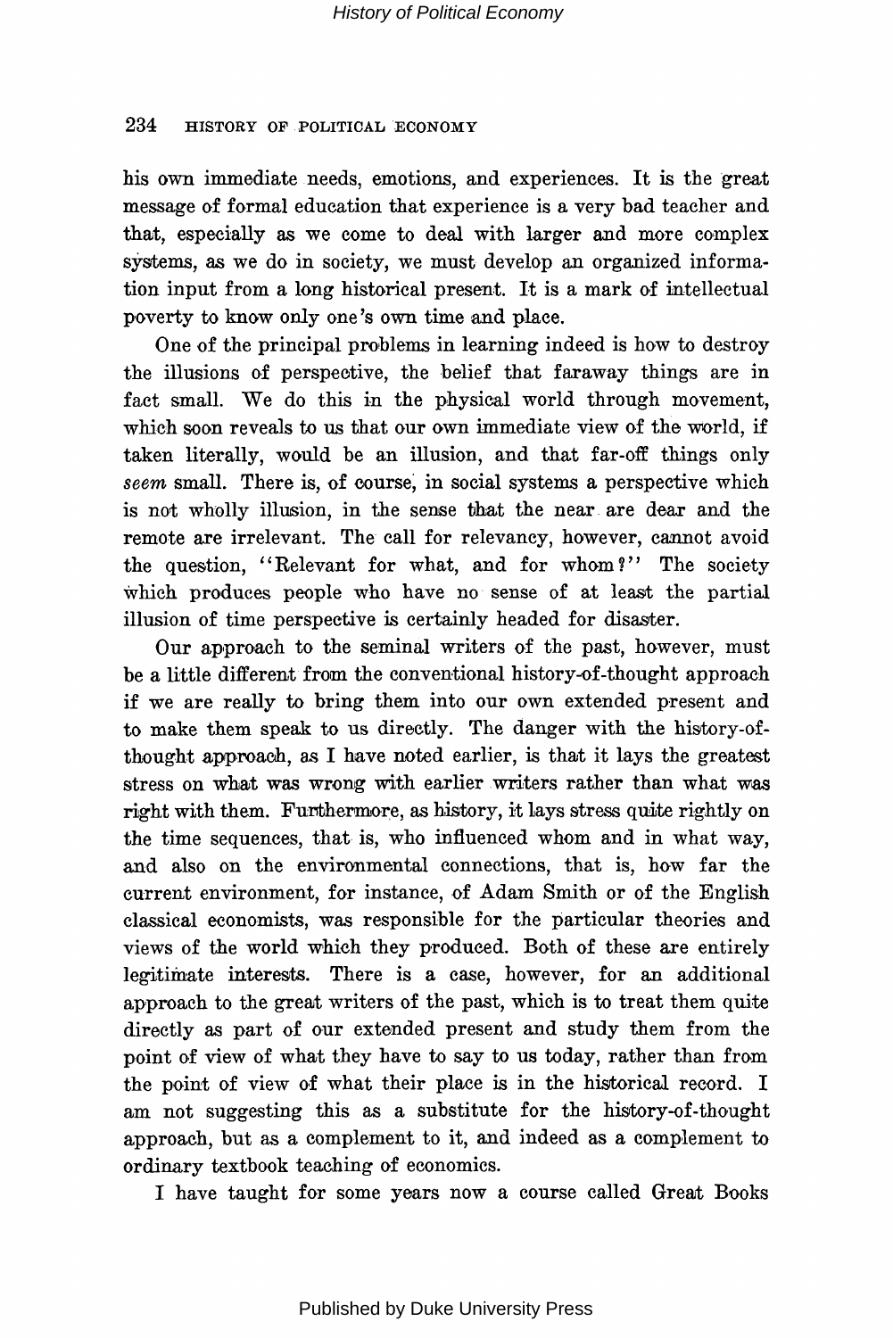his own immediate needs, emotions, and experiences. It is the great message of formal education that experience is a very bad teacher and that, especially as we come to deal with larger and more complex systems, as we do in society, we must develop an organized information input from a long historical present. It is a mark of intellectual poverty to know only one's own time and place.

One of the principal problems in learning indeed is how to destroy the illusions of perspective, the belief that faraway things are in fact small. We do this in the physical world through movement, which soon reveals to us that our own immediate view of the world, if taken literally, would be an illusion, and that far-off things only *seem* small. There is, of course, in social systems a perspective which is not wholly illusion, in the sense that the near are dear and the remote are irrelevant. The call for relevancy, however, cannot avoid the question, "Relevant for what, and for whom?" The society which produces people who have no sense of at least the partial illusion of time perspective is certainly headed for disaster.

Our approach to the seminal writers of the past, however, must be a little different from the conventional history-of-thought approach if we are really to bring them into our own extended present and to make them speak to us directly. The danger with the history-of-thought approach, as I have noted earlier, is that it lays the greatest stress on what was wrong with earlier writers rather than what was right with them. Furthermore, as history, it lays stress quite rightly on the time sequences, that is, who influenced whom and in what way, and also on the environmental connections, that is, how far the current environment, for instance, of Adam Smith or of the English classical economists, was responsible for the particular theories and views of the world which they produced. Both of these are entirely legitimate interests. There is a case, however, for an additional approach to the great writers of the past, which is to treat them quite directly as part of our extended present and study them from the point of view of what they have to say to us today, rather than from the point of view of what their place is in the historical record. I am not suggesting this as a substitute for the history-of-thought approach, but as a complement to it, and indeed as a complement to ordinary textbook teaching of economics.

I have taught for some years now a course called Great Books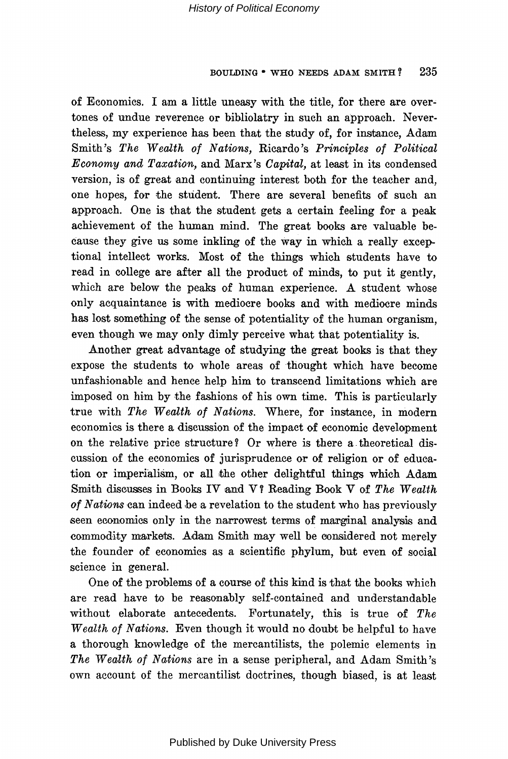of Economics. I am a little uneasy with the title, for there are overtones of undue reverence or bibliolatry in such an approach. Nevertheless, my experience has been that the study of, for instance, Adam Smith's *The Wealth of Nations,* Ricardo's *Principles of Political Economy and Taxation,* and Marx's *Capital,* at least in its condensed version, is of great and continuing interest both for the teacher and, one hopes, for the student. There are several benefits of such an approach. One is that the student gets a certain feeling for a peak achievement of the human mind. The great books are valuable because they give us some inkling of the way in which a really exceptional intellect works. Most of the things which students have to read in college are after all the product of minds, to put it gently, which are below the peaks of human experience. A student whose only acquaintance is with mediocre books and with mediocre minds has lost something of the sense of potentiality of the human organism, even though we may only dimly perceive what that potentiality is.

Another great advantage of studying the great books is that they expose the students to whole areas of thought which have become unfashionable and hence help him to transcend limitations which are imposed on him by the fashions of his own time. This is particularly true with *The Wealth of Nations.* Where, for instance, in modern economics is there a discussion of the impact of economic development on the relative price structure? Or where is there a theoretical discussion of the economics of jurisprudence or of religion or of education or imperialism, or all the other delightful things which Adam Smith discusses in Books IV and V? Reading Book V of *The Wealth of Nations* can indeed be a revelation to the student who has previously seen economics only in the narrowest terms of marginal analysis and commodity markets. Adam Smith may well be considered not merely the founder of economics as a scientific phylum, but even of social science in general.

One of the problems of a course of this kind is that the books which are read have to be reasonably self-contained and understandable without elaborate antecedents. Fortunately, this is true of *The Wealth of Nations.* Even though it would no doubt be helpful to have a thorough knowledge of the mercantilists, the polemic elements in *The Wealth of Nations* are in a sense peripheral, and Adam Smith's own account of the mercantilist doctrines, though biased, is at least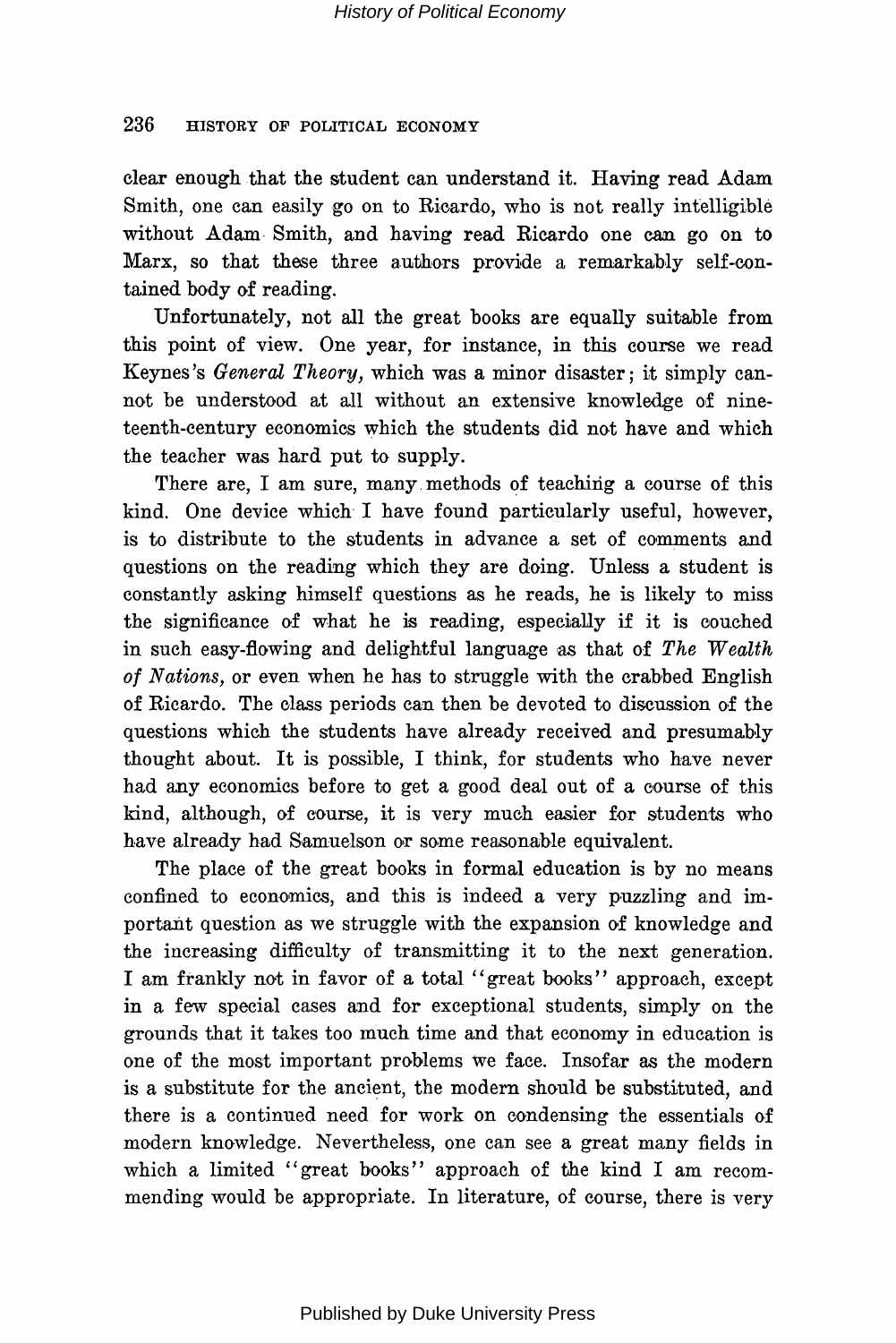clear enough that the student can understand it. Having read Adam Smith, one can easily go on to Ricardo, who is not really intelligible without Adam Smith, and having read Ricardo one can go on to Marx, so that these three authors provide a remarkably self-contained body of reading.

Unfortunately, not all the great books are equally suitable from this point of view. One year, for instance, in this course we read Keynes's *General Theory,* which was a minor disaster; it simply cannot be understood at all without an extensive knowledge of nineteenth-century economics which the students did not have and which the teacher was hard put to supply.

There are, I am sure, many methods of teaching a course of this kind. One device which I have found particularly useful, however, is to distribute to the students in advance a set of comments and questions on the reading which they are doing. Unless a student is constantly asking himself questions as he reads, he is likely to miss the significance of what he is reading, especially if it is couched in such easy-flowing and delightful language as that of *The Wealth of Nations,* or even when he has to struggle with the crabbed English of Ricardo. The class periods can then be devoted to discussion of the questions which the students have already received and presumably thought about. It is possible, I think, for students who have never had any economics before to get a good deal out of a course of this kind, although, of course, it is very much easier for students who have already had Samuelson or some reasonable equivalent.

The place of the great books in formal education is by no means confined to economics, and this is indeed a very puzzling and important question as we struggle with the expansion of knowledge and the increasing difficulty of transmitting it to the next generation. I am frankly not in favor of a total "great books" approach, except in a few special cases and for exceptional students, simply on the grounds that it takes too much time and that economy in education is one of the most important problems we face. Insofar as the modern is a substitute for the ancient, the modern should be substituted, and there is a continued need for work on condensing the essentials of modern knowledge. Nevertheless, one can see a great many fields in which a limited "great books" approach of the kind I am recommending would be appropriate. In literature, of course, there is very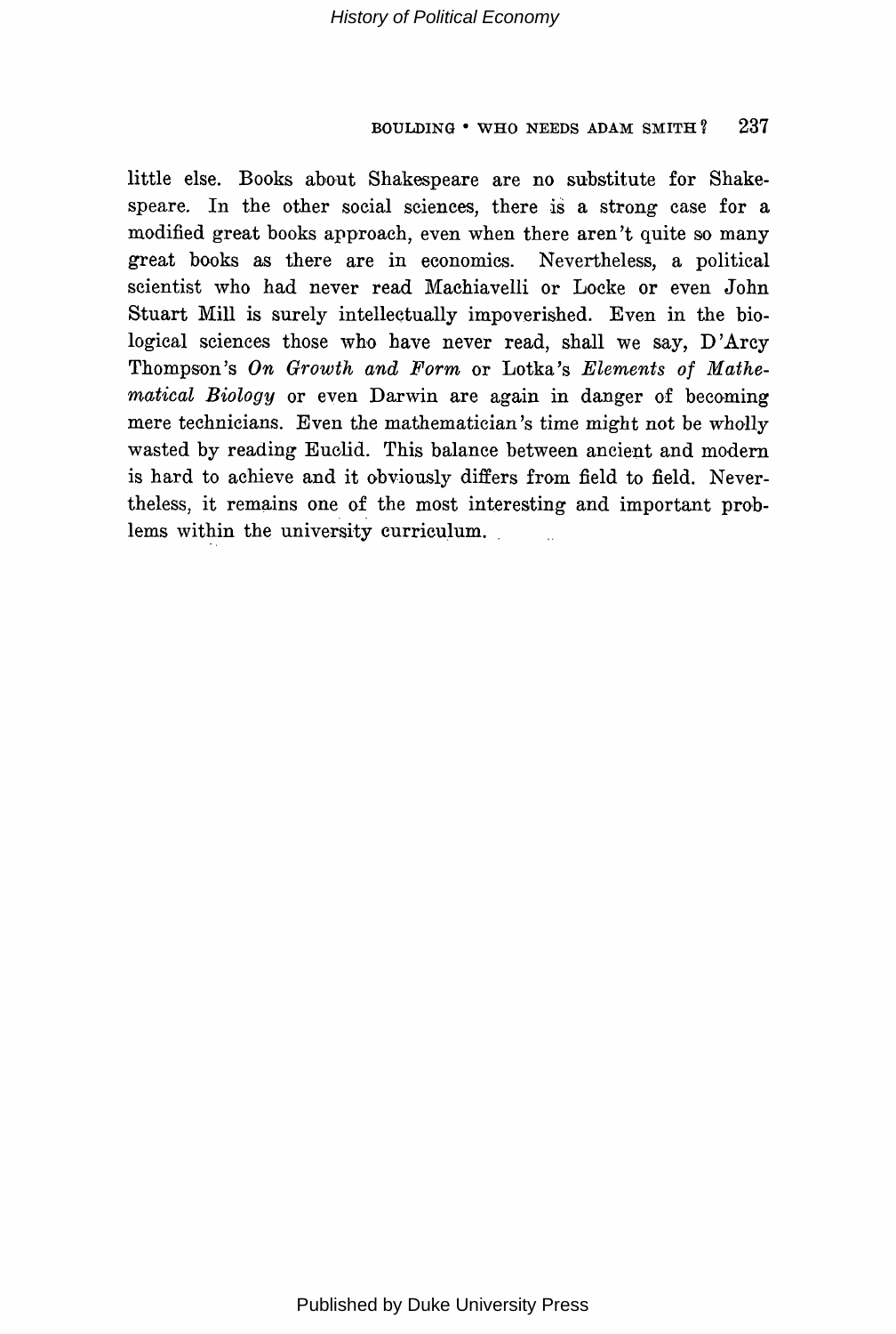little else. Books about Shakespeare are no substitute for Shakespeare. In the other social sciences, there is a strong case for a modified great books approach, even when there aren't quite so many great books as there are in economics. Nevertheless, a political scientist who had never read Machiavelli or Locke or even John Stuart Mill is surely intellectually impoverished. Even in the biological sciences those who have never read, shall we say, D'Arcy Thompson's *On Growth and Form* or Lotka's *Elements of Mathematical Biology* or even Darwin are again in danger of becoming mere technicians. Even the mathematician's time might not be wholly wasted by reading Euclid. This balance between ancient and modern is hard to achieve and it obviously differs from field to field. Nevertheless, it remains one of the most interesting and important problems within the university curriculum.